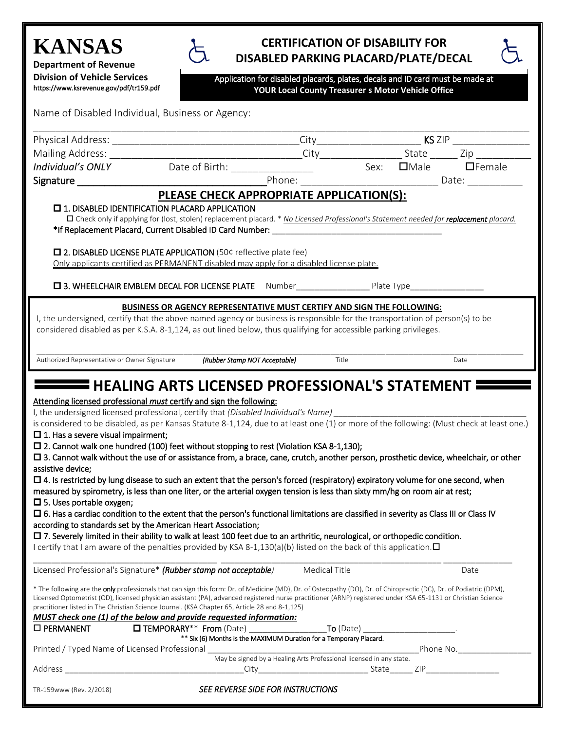# KANSAS

**Department of Revenue**
**Division of Vehicle Services**
https://www.ksrevenue.gov/pdf/tr159.pdf

## CERTIFICATION OF DISABILITY FOR DISABLED PARKING PLACARD/PLATE/DECAL

**Application for disabled placards, plates, decals and ID card must be made at YOUR Local County Treasurer s Motor Vehicle Office**

Name of Disabled Individual, Business or Agency: ______________________________________________

Physical Address: ______________________________ City__________________ **KS** ZIP ______________

Mailing Address: ______________________________ City______________ State _____ Zip __________

*Individual's ONLY* Date of Birth: _______________ Sex: ☐Male ☐Female

Signature ______________________________ Phone: ______________________ Date: __________

## PLEASE CHECK APPROPRIATE APPLICATION(S):

☐ **1. DISABLED IDENTIFICATION PLACARD APPLICATION**

☐ Check only if applying for (lost, stolen) replacement placard. * *No Licensed Professional's Statement needed for **replacement** placard.*

**\*If Replacement Placard, Current Disabled ID Card Number:** ____________________________________

☐ **2. DISABLED LICENSE PLATE APPLICATION** (50¢ reflective plate fee)

Only applicants certified as PERMANENT disabled may apply for a disabled license plate.

☐ **3. WHEELCHAIR EMBLEM DECAL FOR LICENSE PLATE** Number_______________ Plate Type_______________

**BUSINESS OR AGENCY REPRESENTATIVE MUST CERTIFY AND SIGN THE FOLLOWING:**

I, the undersigned, certify that the above named agency or business is responsible for the transportation of person(s) to be considered disabled as per K.S.A. 8-1,124, as out lined below, thus qualifying for accessible parking privileges.

______________________________________________________________________________

Authorized Representative or Owner Signature *(Rubber Stamp NOT Acceptable)* Title Date

## HEALING ARTS LICENSED PROFESSIONAL'S STATEMENT

Attending licensed professional *must* certify and sign the following:

I, the undersigned licensed professional, certify that *(Disabled Individual's Name)* ______________________________ is considered to be disabled, as per Kansas Statute 8-1,124, due to at least one (1) or more of the following: (Must check at least one.)

☐ 1. Has a severe visual impairment;

☐ 2. Cannot walk one hundred (100) feet without stopping to rest (Violation KSA 8-1,130);

☐ 3. Cannot walk without the use of or assistance from, a brace, cane, crutch, another person, prosthetic device, wheelchair, or other assistive device;

☐ 4. Is restricted by lung disease to such an extent that the person's forced (respiratory) expiratory volume for one second, when measured by spirometry, is less than one liter, or the arterial oxygen tension is less than sixty mm/hg on room air at rest;

☐ 5. Uses portable oxygen;

☐ 6. Has a cardiac condition to the extent that the person's functional limitations are classified in severity as Class III or Class IV according to standards set by the American Heart Association;

☐ 7. Severely limited in their ability to walk at least 100 feet due to an arthritic, neurological, or orthopedic condition.

I certify that I am aware of the penalties provided by KSA 8-1,130(a)(b) listed on the back of this application. ☐

______________________________________________________________________________

Licensed Professional's Signature* *(Rubber stamp not acceptable)* Medical Title Date

\* The following are the **only** professionals that can sign this form: Dr. of Medicine (MD), Dr. of Osteopathy (DO), Dr. of Chiropractic (DC), Dr. of Podiatric (DPM), Licensed Optometrist (OD), licensed physician assistant (PA), advanced registered nurse practitioner (ARNP) registered under KSA 65-1131 or Christian Science practitioner listed in The Christian Science Journal. (KSA Chapter 65, Article 28 and 8-1,125)

***MUST check one (1) of the below and provide requested information:***

☐ PERMANENT ☐ TEMPORARY\*\* **From** (Date) _______________ **To** (Date) __________________.

\*\* Six (6) Months is the MAXIMUM Duration for a Temporary Placard.

Printed / Typed Name of Licensed Professional ______________________________ Phone No.______________

May be signed by a Healing Arts Professional licensed in any state.

Address ______________________________ City______________________ State_____ ZIP_______________

TR-159www (Rev. 2/2018)

*SEE REVERSE SIDE FOR INSTRUCTIONS*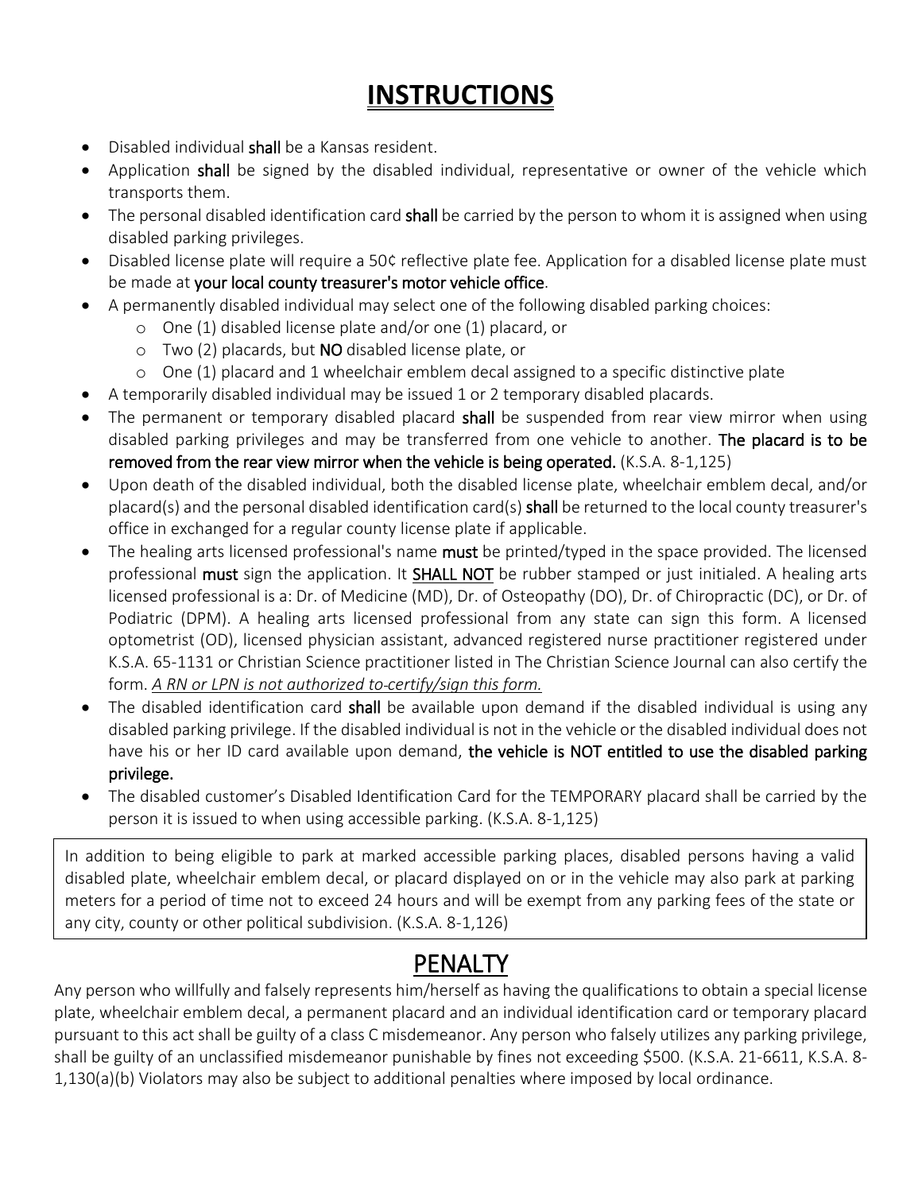# INSTRUCTIONS

- Disabled individual **shall** be a Kansas resident.
- Application **shall** be signed by the disabled individual, representative or owner of the vehicle which transports them.
- The personal disabled identification card **shall** be carried by the person to whom it is assigned when using disabled parking privileges.
- Disabled license plate will require a 50¢ reflective plate fee. Application for a disabled license plate must be made at **your local county treasurer's motor vehicle office**.
- A permanently disabled individual may select one of the following disabled parking choices:
  - One (1) disabled license plate and/or one (1) placard, or
  - Two (2) placards, but **NO** disabled license plate, or
  - One (1) placard and 1 wheelchair emblem decal assigned to a specific distinctive plate
- A temporarily disabled individual may be issued 1 or 2 temporary disabled placards.
- The permanent or temporary disabled placard **shall** be suspended from rear view mirror when using disabled parking privileges and may be transferred from one vehicle to another. **The placard is to be removed from the rear view mirror when the vehicle is being operated.** (K.S.A. 8-1,125)
- Upon death of the disabled individual, both the disabled license plate, wheelchair emblem decal, and/or placard(s) and the personal disabled identification card(s) **shall** be returned to the local county treasurer's office in exchanged for a regular county license plate if applicable.
- The healing arts licensed professional's name **must** be printed/typed in the space provided. The licensed professional **must** sign the application. It **SHALL NOT** be rubber stamped or just initialed. A healing arts licensed professional is a: Dr. of Medicine (MD), Dr. of Osteopathy (DO), Dr. of Chiropractic (DC), or Dr. of Podiatric (DPM). A healing arts licensed professional from any state can sign this form. A licensed optometrist (OD), licensed physician assistant, advanced registered nurse practitioner registered under K.S.A. 65-1131 or Christian Science practitioner listed in The Christian Science Journal can also certify the form. *A RN or LPN is not authorized to certify/sign this form.*
- The disabled identification card **shall** be available upon demand if the disabled individual is using any disabled parking privilege. If the disabled individual is not in the vehicle or the disabled individual does not have his or her ID card available upon demand, **the vehicle is NOT entitled to use the disabled parking privilege.**
- The disabled customer's Disabled Identification Card for the TEMPORARY placard shall be carried by the person it is issued to when using accessible parking. (K.S.A. 8-1,125)

In addition to being eligible to park at marked accessible parking places, disabled persons having a valid disabled plate, wheelchair emblem decal, or placard displayed on or in the vehicle may also park at parking meters for a period of time not to exceed 24 hours and will be exempt from any parking fees of the state or any city, county or other political subdivision. (K.S.A. 8-1,126)

## PENALTY

Any person who willfully and falsely represents him/herself as having the qualifications to obtain a special license plate, wheelchair emblem decal, a permanent placard and an individual identification card or temporary placard pursuant to this act shall be guilty of a class C misdemeanor. Any person who falsely utilizes any parking privilege, shall be guilty of an unclassified misdemeanor punishable by fines not exceeding $500. (K.S.A. 21-6611, K.S.A. 8-1,130(a)(b) Violators may also be subject to additional penalties where imposed by local ordinance.